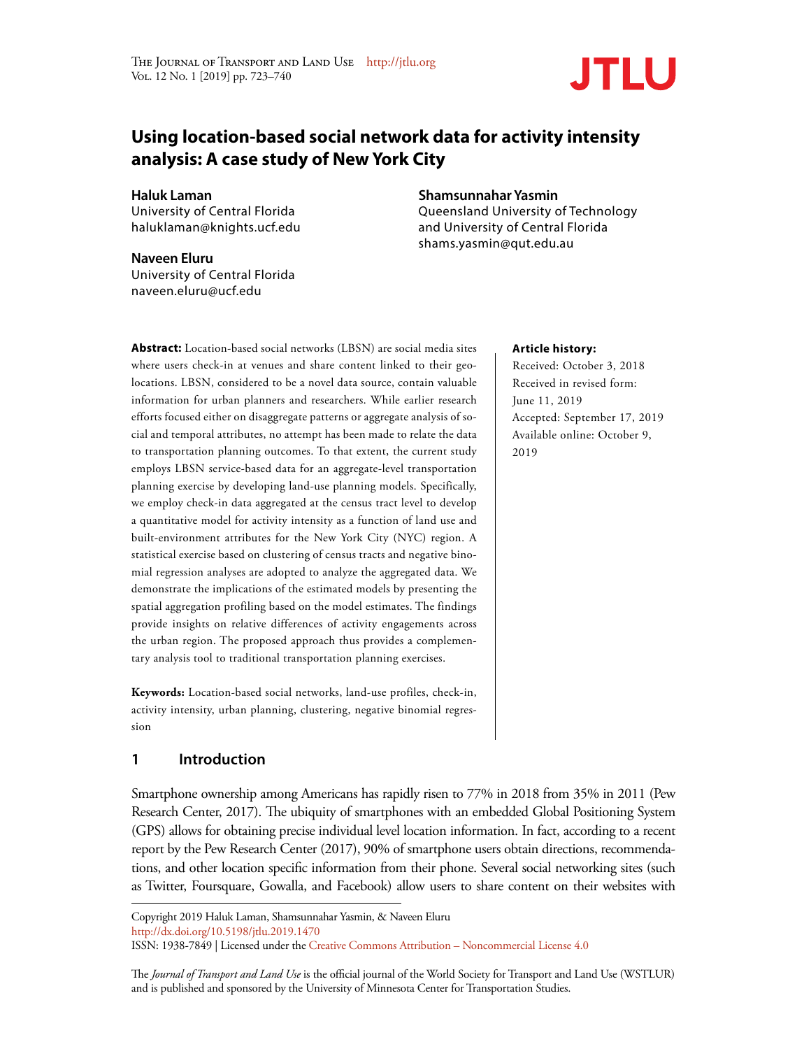# Using location-based social network data for activity intensity analysis: A case study of New York City

**Haluk Laman**
University of Central Florida
haluklaman@knights.ucf.edu

**Shamsunnahar Yasmin**
Queensland University of Technology
and University of Central Florida
shams.yasmin@qut.edu.au

**Naveen Eluru**
University of Central Florida
naveen.eluru@ucf.edu

**Abstract:** Location-based social networks (LBSN) are social media sites where users check-in at venues and share content linked to their geo-locations. LBSN, considered to be a novel data source, contain valuable information for urban planners and researchers. While earlier research efforts focused either on disaggregate patterns or aggregate analysis of social and temporal attributes, no attempt has been made to relate the data to transportation planning outcomes. To that extent, the current study employs LBSN service-based data for an aggregate-level transportation planning exercise by developing land-use planning models. Specifically, we employ check-in data aggregated at the census tract level to develop a quantitative model for activity intensity as a function of land use and built-environment attributes for the New York City (NYC) region. A statistical exercise based on clustering of census tracts and negative binomial regression analyses are adopted to analyze the aggregated data. We demonstrate the implications of the estimated models by presenting the spatial aggregation profiling based on the model estimates. The findings provide insights on relative differences of activity engagements across the urban region. The proposed approach thus provides a complementary analysis tool to traditional transportation planning exercises.

**Keywords:** Location-based social networks, land-use profiles, check-in, activity intensity, urban planning, clustering, negative binomial regression

**Article history:**
Received: October 3, 2018
Received in revised form: June 11, 2019
Accepted: September 17, 2019
Available online: October 9, 2019

## 1 Introduction

Smartphone ownership among Americans has rapidly risen to 77% in 2018 from 35% in 2011 (Pew Research Center, 2017). The ubiquity of smartphones with an embedded Global Positioning System (GPS) allows for obtaining precise individual level location information. In fact, according to a recent report by the Pew Research Center (2017), 90% of smartphone users obtain directions, recommendations, and other location specific information from their phone. Several social networking sites (such as Twitter, Foursquare, Gowalla, and Facebook) allow users to share content on their websites with

---

Copyright 2019 Haluk Laman, Shamsunnahar Yasmin, & Naveen Eluru
http://dx.doi.org/10.5198/jtlu.2019.1470
ISSN: 1938-7849 | Licensed under the Creative Commons Attribution – Noncommercial License 4.0

The *Journal of Transport and Land Use* is the official journal of the World Society for Transport and Land Use (WSTLUR) and is published and sponsored by the University of Minnesota Center for Transportation Studies.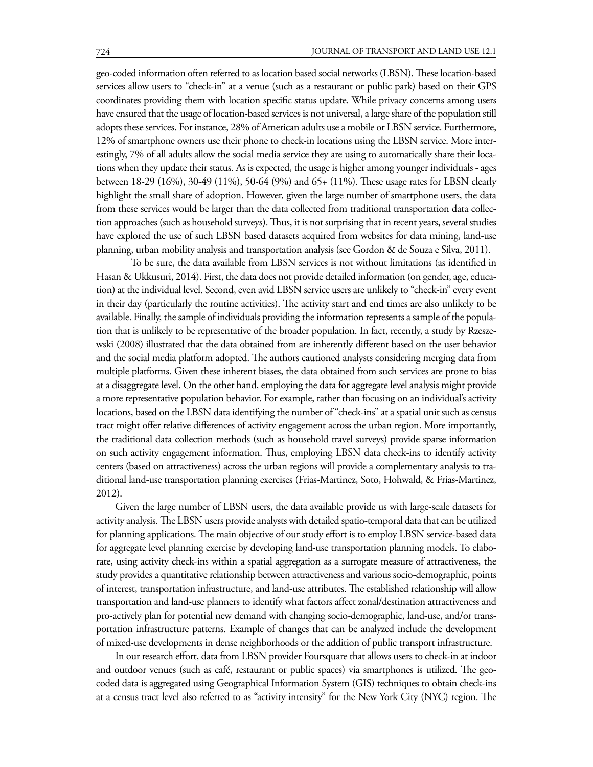geo-coded information often referred to as location based social networks (LBSN). These location-based services allow users to "check-in" at a venue (such as a restaurant or public park) based on their GPS coordinates providing them with location specific status update. While privacy concerns among users have ensured that the usage of location-based services is not universal, a large share of the population still adopts these services. For instance, 28% of American adults use a mobile or LBSN service. Furthermore, 12% of smartphone owners use their phone to check-in locations using the LBSN service. More interestingly, 7% of all adults allow the social media service they are using to automatically share their locations when they update their status. As is expected, the usage is higher among younger individuals - ages between 18-29 (16%), 30-49 (11%), 50-64 (9%) and 65+ (11%). These usage rates for LBSN clearly highlight the small share of adoption. However, given the large number of smartphone users, the data from these services would be larger than the data collected from traditional transportation data collection approaches (such as household surveys). Thus, it is not surprising that in recent years, several studies have explored the use of such LBSN based datasets acquired from websites for data mining, land-use planning, urban mobility analysis and transportation analysis (see Gordon & de Souza e Silva, 2011).

To be sure, the data available from LBSN services is not without limitations (as identified in Hasan & Ukkusuri, 2014). First, the data does not provide detailed information (on gender, age, education) at the individual level. Second, even avid LBSN service users are unlikely to "check-in" every event in their day (particularly the routine activities). The activity start and end times are also unlikely to be available. Finally, the sample of individuals providing the information represents a sample of the population that is unlikely to be representative of the broader population. In fact, recently, a study by Rzeszewski (2008) illustrated that the data obtained from are inherently different based on the user behavior and the social media platform adopted. The authors cautioned analysts considering merging data from multiple platforms. Given these inherent biases, the data obtained from such services are prone to bias at a disaggregate level. On the other hand, employing the data for aggregate level analysis might provide a more representative population behavior. For example, rather than focusing on an individual's activity locations, based on the LBSN data identifying the number of "check-ins" at a spatial unit such as census tract might offer relative differences of activity engagement across the urban region. More importantly, the traditional data collection methods (such as household travel surveys) provide sparse information on such activity engagement information. Thus, employing LBSN data check-ins to identify activity centers (based on attractiveness) across the urban regions will provide a complementary analysis to traditional land-use transportation planning exercises (Frias-Martinez, Soto, Hohwald, & Frias-Martinez, 2012).

Given the large number of LBSN users, the data available provide us with large-scale datasets for activity analysis. The LBSN users provide analysts with detailed spatio-temporal data that can be utilized for planning applications. The main objective of our study effort is to employ LBSN service-based data for aggregate level planning exercise by developing land-use transportation planning models. To elaborate, using activity check-ins within a spatial aggregation as a surrogate measure of attractiveness, the study provides a quantitative relationship between attractiveness and various socio-demographic, points of interest, transportation infrastructure, and land-use attributes. The established relationship will allow transportation and land-use planners to identify what factors affect zonal/destination attractiveness and pro-actively plan for potential new demand with changing socio-demographic, land-use, and/or transportation infrastructure patterns. Example of changes that can be analyzed include the development of mixed-use developments in dense neighborhoods or the addition of public transport infrastructure.

In our research effort, data from LBSN provider Foursquare that allows users to check-in at indoor and outdoor venues (such as café, restaurant or public spaces) via smartphones is utilized. The geo-coded data is aggregated using Geographical Information System (GIS) techniques to obtain check-ins at a census tract level also referred to as "activity intensity" for the New York City (NYC) region. The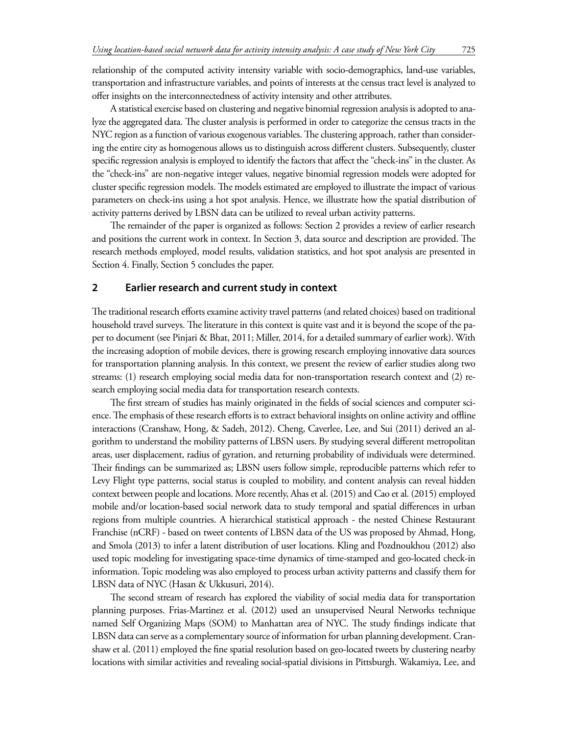relationship of the computed activity intensity variable with socio-demographics, land-use variables, transportation and infrastructure variables, and points of interests at the census tract level is analyzed to offer insights on the interconnectedness of activity intensity and other attributes.

A statistical exercise based on clustering and negative binomial regression analysis is adopted to analyze the aggregated data. The cluster analysis is performed in order to categorize the census tracts in the NYC region as a function of various exogenous variables. The clustering approach, rather than considering the entire city as homogenous allows us to distinguish across different clusters. Subsequently, cluster specific regression analysis is employed to identify the factors that affect the "check-ins" in the cluster. As the "check-ins" are non-negative integer values, negative binomial regression models were adopted for cluster specific regression models. The models estimated are employed to illustrate the impact of various parameters on check-ins using a hot spot analysis. Hence, we illustrate how the spatial distribution of activity patterns derived by LBSN data can be utilized to reveal urban activity patterns.

The remainder of the paper is organized as follows: Section 2 provides a review of earlier research and positions the current work in context. In Section 3, data source and description are provided. The research methods employed, model results, validation statistics, and hot spot analysis are presented in Section 4. Finally, Section 5 concludes the paper.

## 2 Earlier research and current study in context

The traditional research efforts examine activity travel patterns (and related choices) based on traditional household travel surveys. The literature in this context is quite vast and it is beyond the scope of the paper to document (see Pinjari & Bhat, 2011; Miller, 2014, for a detailed summary of earlier work). With the increasing adoption of mobile devices, there is growing research employing innovative data sources for transportation planning analysis. In this context, we present the review of earlier studies along two streams: (1) research employing social media data for non-transportation research context and (2) research employing social media data for transportation research contexts.

The first stream of studies has mainly originated in the fields of social sciences and computer science. The emphasis of these research efforts is to extract behavioral insights on online activity and offline interactions (Cranshaw, Hong, & Sadeh, 2012). Cheng, Caverlee, Lee, and Sui (2011) derived an algorithm to understand the mobility patterns of LBSN users. By studying several different metropolitan areas, user displacement, radius of gyration, and returning probability of individuals were determined. Their findings can be summarized as; LBSN users follow simple, reproducible patterns which refer to Levy Flight type patterns, social status is coupled to mobility, and content analysis can reveal hidden context between people and locations. More recently, Ahas et al. (2015) and Cao et al. (2015) employed mobile and/or location-based social network data to study temporal and spatial differences in urban regions from multiple countries. A hierarchical statistical approach - the nested Chinese Restaurant Franchise (nCRF) - based on tweet contents of LBSN data of the US was proposed by Ahmad, Hong, and Smola (2013) to infer a latent distribution of user locations. Kling and Pozdnoukhou (2012) also used topic modeling for investigating space-time dynamics of time-stamped and geo-located check-in information. Topic modeling was also employed to process urban activity patterns and classify them for LBSN data of NYC (Hasan & Ukkusuri, 2014).

The second stream of research has explored the viability of social media data for transportation planning purposes. Frias-Martinez et al. (2012) used an unsupervised Neural Networks technique named Self Organizing Maps (SOM) to Manhattan area of NYC. The study findings indicate that LBSN data can serve as a complementary source of information for urban planning development. Cranshaw et al. (2011) employed the fine spatial resolution based on geo-located tweets by clustering nearby locations with similar activities and revealing social-spatial divisions in Pittsburgh. Wakamiya, Lee, and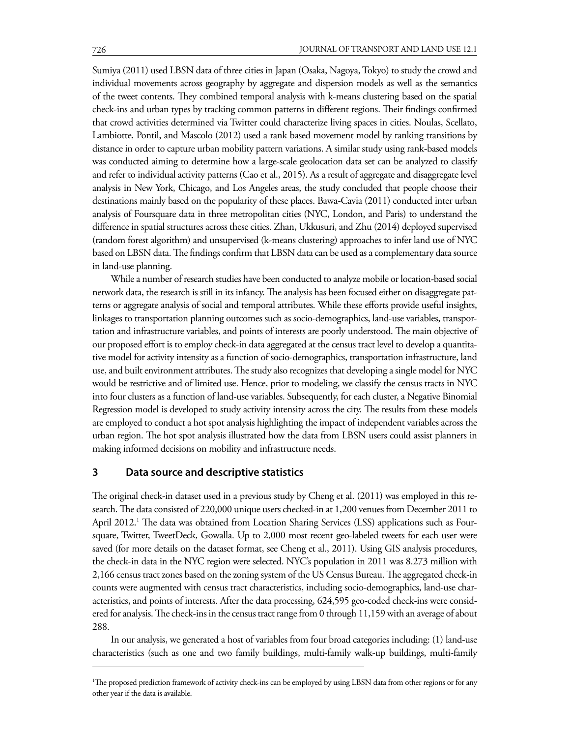Sumiya (2011) used LBSN data of three cities in Japan (Osaka, Nagoya, Tokyo) to study the crowd and individual movements across geography by aggregate and dispersion models as well as the semantics of the tweet contents. They combined temporal analysis with k-means clustering based on the spatial check-ins and urban types by tracking common patterns in different regions. Their findings confirmed that crowd activities determined via Twitter could characterize living spaces in cities. Noulas, Scellato, Lambiotte, Pontil, and Mascolo (2012) used a rank based movement model by ranking transitions by distance in order to capture urban mobility pattern variations. A similar study using rank-based models was conducted aiming to determine how a large-scale geolocation data set can be analyzed to classify and refer to individual activity patterns (Cao et al., 2015). As a result of aggregate and disaggregate level analysis in New York, Chicago, and Los Angeles areas, the study concluded that people choose their destinations mainly based on the popularity of these places. Bawa-Cavia (2011) conducted inter urban analysis of Foursquare data in three metropolitan cities (NYC, London, and Paris) to understand the difference in spatial structures across these cities. Zhan, Ukkusuri, and Zhu (2014) deployed supervised (random forest algorithm) and unsupervised (k-means clustering) approaches to infer land use of NYC based on LBSN data. The findings confirm that LBSN data can be used as a complementary data source in land-use planning.

While a number of research studies have been conducted to analyze mobile or location-based social network data, the research is still in its infancy. The analysis has been focused either on disaggregate patterns or aggregate analysis of social and temporal attributes. While these efforts provide useful insights, linkages to transportation planning outcomes such as socio-demographics, land-use variables, transportation and infrastructure variables, and points of interests are poorly understood. The main objective of our proposed effort is to employ check-in data aggregated at the census tract level to develop a quantitative model for activity intensity as a function of socio-demographics, transportation infrastructure, land use, and built environment attributes. The study also recognizes that developing a single model for NYC would be restrictive and of limited use. Hence, prior to modeling, we classify the census tracts in NYC into four clusters as a function of land-use variables. Subsequently, for each cluster, a Negative Binomial Regression model is developed to study activity intensity across the city. The results from these models are employed to conduct a hot spot analysis highlighting the impact of independent variables across the urban region. The hot spot analysis illustrated how the data from LBSN users could assist planners in making informed decisions on mobility and infrastructure needs.

## 3 Data source and descriptive statistics

The original check-in dataset used in a previous study by Cheng et al. (2011) was employed in this research. The data consisted of 220,000 unique users checked-in at 1,200 venues from December 2011 to April 2012.[1] The data was obtained from Location Sharing Services (LSS) applications such as Foursquare, Twitter, TweetDeck, Gowalla. Up to 2,000 most recent geo-labeled tweets for each user were saved (for more details on the dataset format, see Cheng et al., 2011). Using GIS analysis procedures, the check-in data in the NYC region were selected. NYC's population in 2011 was 8.273 million with 2,166 census tract zones based on the zoning system of the US Census Bureau. The aggregated check-in counts were augmented with census tract characteristics, including socio-demographics, land-use characteristics, and points of interests. After the data processing, 624,595 geo-coded check-ins were considered for analysis. The check-ins in the census tract range from 0 through 11,159 with an average of about 288.

In our analysis, we generated a host of variables from four broad categories including: (1) land-use characteristics (such as one and two family buildings, multi-family walk-up buildings, multi-family

---

[1] The proposed prediction framework of activity check-ins can be employed by using LBSN data from other regions or for any other year if the data is available.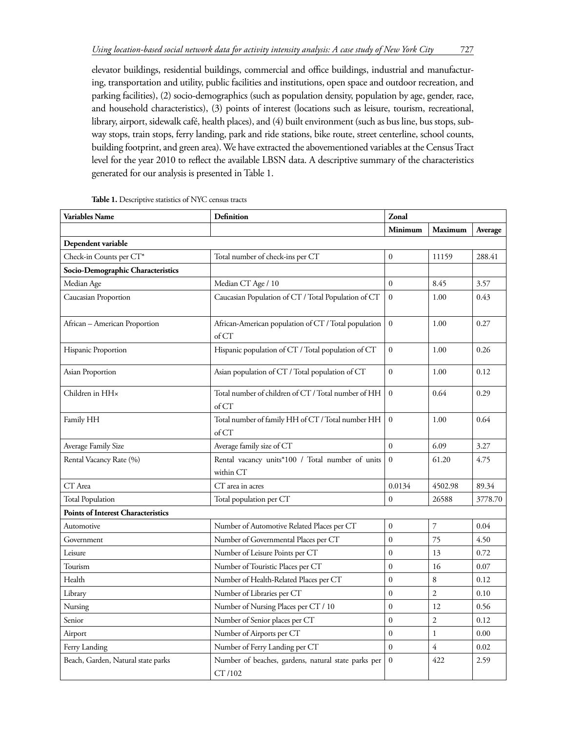elevator buildings, residential buildings, commercial and office buildings, industrial and manufacturing, transportation and utility, public facilities and institutions, open space and outdoor recreation, and parking facilities), (2) socio-demographics (such as population density, population by age, gender, race, and household characteristics), (3) points of interest (locations such as leisure, tourism, recreational, library, airport, sidewalk café, health places), and (4) built environment (such as bus line, bus stops, subway stops, train stops, ferry landing, park and ride stations, bike route, street centerline, school counts, building footprint, and green area). We have extracted the abovementioned variables at the Census Tract level for the year 2010 to reflect the available LBSN data. A descriptive summary of the characteristics generated for our analysis is presented in Table 1.

**Table 1.** Descriptive statistics of NYC census tracts

| **Variables Name** | **Definition** | **Zonal** | | |
|---|---|---|---|---|
| | | **Minimum** | **Maximum** | **Average** |
| **Dependent variable** | | | | |
| Check-in Counts per CT* | Total number of check-ins per CT | 0 | 11159 | 288.41 |
| **Socio-Demographic Characteristics** | | | | |
| Median Age | Median CT Age / 10 | 0 | 8.45 | 3.57 |
| Caucasian Proportion | Caucasian Population of CT / Total Population of CT | 0 | 1.00 | 0.43 |
| African – American Proportion | African-American population of CT / Total population of CT | 0 | 1.00 | 0.27 |
| Hispanic Proportion | Hispanic population of CT / Total population of CT | 0 | 1.00 | 0.26 |
| Asian Proportion | Asian population of CT / Total population of CT | 0 | 1.00 | 0.12 |
| Children in HH× | Total number of children of CT / Total number of HH of CT | 0 | 0.64 | 0.29 |
| Family HH | Total number of family HH of CT / Total number HH of CT | 0 | 1.00 | 0.64 |
| Average Family Size | Average family size of CT | 0 | 6.09 | 3.27 |
| Rental Vacancy Rate (%) | Rental vacancy units*100 / Total number of units within CT | 0 | 61.20 | 4.75 |
| CT Area | CT area in acres | 0.0134 | 4502.98 | 89.34 |
| Total Population | Total population per CT | 0 | 26588 | 3778.70 |
| **Points of Interest Characteristics** | | | | |
| Automotive | Number of Automotive Related Places per CT | 0 | 7 | 0.04 |
| Government | Number of Governmental Places per CT | 0 | 75 | 4.50 |
| Leisure | Number of Leisure Points per CT | 0 | 13 | 0.72 |
| Tourism | Number of Touristic Places per CT | 0 | 16 | 0.07 |
| Health | Number of Health-Related Places per CT | 0 | 8 | 0.12 |
| Library | Number of Libraries per CT | 0 | 2 | 0.10 |
| Nursing | Number of Nursing Places per CT / 10 | 0 | 12 | 0.56 |
| Senior | Number of Senior places per CT | 0 | 2 | 0.12 |
| Airport | Number of Airports per CT | 0 | 1 | 0.00 |
| Ferry Landing | Number of Ferry Landing per CT | 0 | 4 | 0.02 |
| Beach, Garden, Natural state parks | Number of beaches, gardens, natural state parks per CT /102 | 0 | 422 | 2.59 |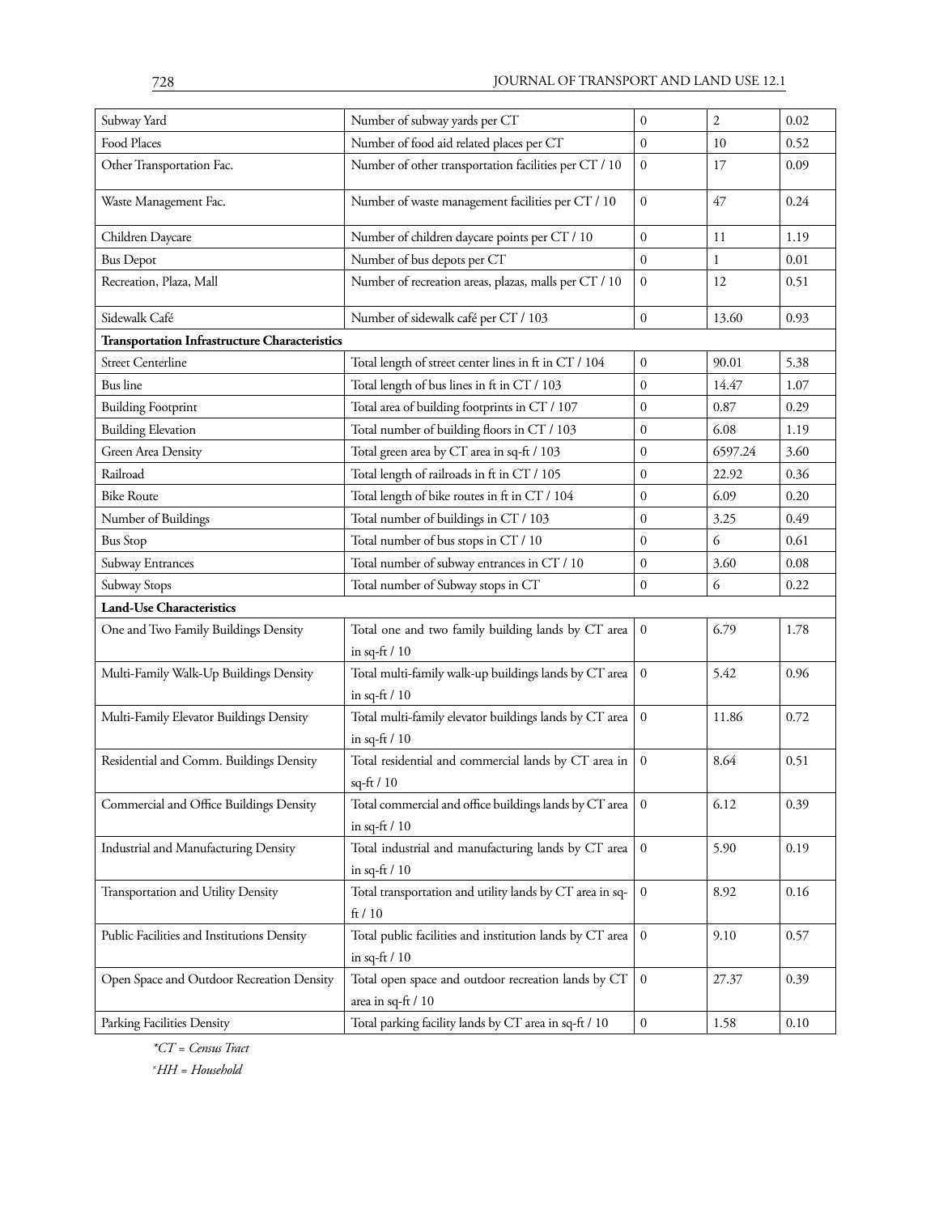| | | | | |
|---|---|---|---|---|
| Subway Yard | Number of subway yards per CT | 0 | 2 | 0.02 |
| Food Places | Number of food aid related places per CT | 0 | 10 | 0.52 |
| Other Transportation Fac. | Number of other transportation facilities per CT / 10 | 0 | 17 | 0.09 |
| Waste Management Fac. | Number of waste management facilities per CT / 10 | 0 | 47 | 0.24 |
| Children Daycare | Number of children daycare points per CT / 10 | 0 | 11 | 1.19 |
| Bus Depot | Number of bus depots per CT | 0 | 1 | 0.01 |
| Recreation, Plaza, Mall | Number of recreation areas, plazas, malls per CT / 10 | 0 | 12 | 0.51 |
| Sidewalk Café | Number of sidewalk café per CT / $10^3$ | 0 | 13.60 | 0.93 |
| **Transportation Infrastructure Characteristics** | | | | |
| Street Centerline | Total length of street center lines in ft in CT / $10^4$ | 0 | 90.01 | 5.38 |
| Bus line | Total length of bus lines in ft in CT / $10^3$ | 0 | 14.47 | 1.07 |
| Building Footprint | Total area of building footprints in CT / $10^7$ | 0 | 0.87 | 0.29 |
| Building Elevation | Total number of building floors in CT / $10^3$ | 0 | 6.08 | 1.19 |
| Green Area Density | Total green area by CT area in sq-ft / $10^3$ | 0 | 6597.24 | 3.60 |
| Railroad | Total length of railroads in ft in CT / $10^5$ | 0 | 22.92 | 0.36 |
| Bike Route | Total length of bike routes in ft in CT / $10^4$ | 0 | 6.09 | 0.20 |
| Number of Buildings | Total number of buildings in CT / $10^3$ | 0 | 3.25 | 0.49 |
| Bus Stop | Total number of bus stops in CT / 10 | 0 | 6 | 0.61 |
| Subway Entrances | Total number of subway entrances in CT / 10 | 0 | 3.60 | 0.08 |
| Subway Stops | Total number of Subway stops in CT | 0 | 6 | 0.22 |
| **Land-Use Characteristics** | | | | |
| One and Two Family Buildings Density | Total one and two family building lands by CT area in sq-ft / 10 | 0 | 6.79 | 1.78 |
| Multi-Family Walk-Up Buildings Density | Total multi-family walk-up buildings lands by CT area in sq-ft / 10 | 0 | 5.42 | 0.96 |
| Multi-Family Elevator Buildings Density | Total multi-family elevator buildings lands by CT area in sq-ft / 10 | 0 | 11.86 | 0.72 |
| Residential and Comm. Buildings Density | Total residential and commercial lands by CT area in sq-ft / 10 | 0 | 8.64 | 0.51 |
| Commercial and Office Buildings Density | Total commercial and office buildings lands by CT area in sq-ft / 10 | 0 | 6.12 | 0.39 |
| Industrial and Manufacturing Density | Total industrial and manufacturing lands by CT area in sq-ft / 10 | 0 | 5.90 | 0.19 |
| Transportation and Utility Density | Total transportation and utility lands by CT area in sq-ft / 10 | 0 | 8.92 | 0.16 |
| Public Facilities and Institutions Density | Total public facilities and institution lands by CT area in sq-ft / 10 | 0 | 9.10 | 0.57 |
| Open Space and Outdoor Recreation Density | Total open space and outdoor recreation lands by CT area in sq-ft / 10 | 0 | 27.37 | 0.39 |
| Parking Facilities Density | Total parking facility lands by CT area in sq-ft / 10 | 0 | 1.58 | 0.10 |

*\*CT = Census Tract*

*×HH = Household*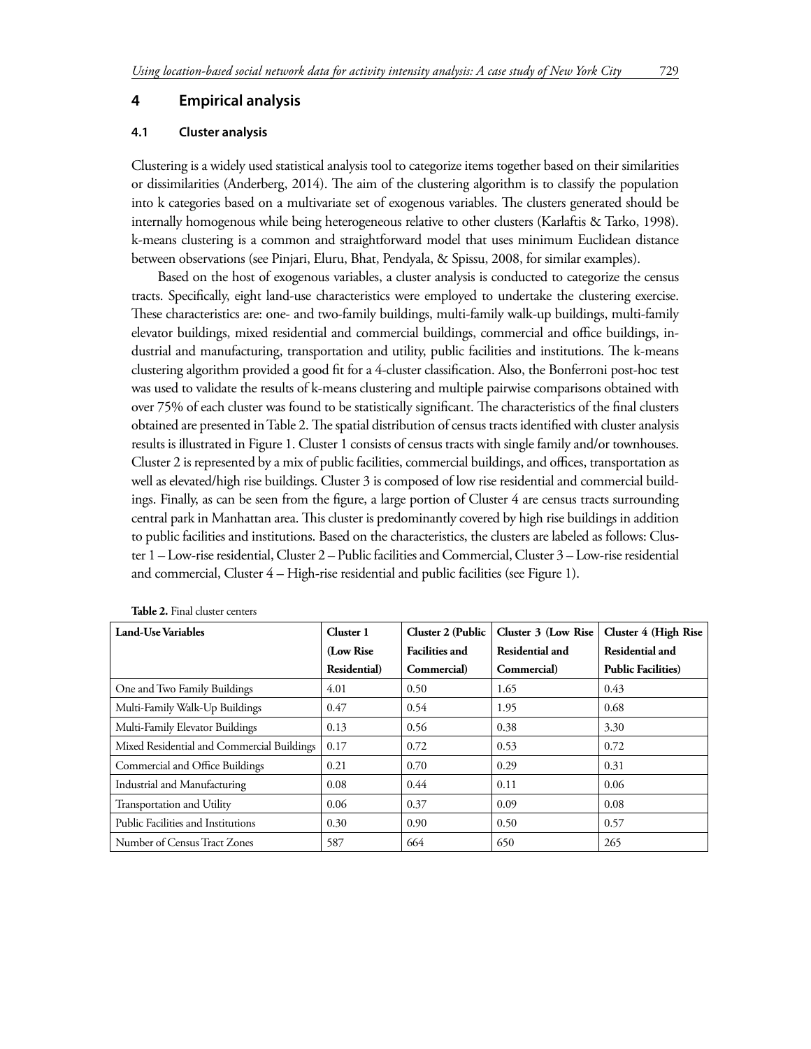## 4 Empirical analysis

### 4.1 Cluster analysis

Clustering is a widely used statistical analysis tool to categorize items together based on their similarities or dissimilarities (Anderberg, 2014). The aim of the clustering algorithm is to classify the population into k categories based on a multivariate set of exogenous variables. The clusters generated should be internally homogenous while being heterogeneous relative to other clusters (Karlaftis & Tarko, 1998). k-means clustering is a common and straightforward model that uses minimum Euclidean distance between observations (see Pinjari, Eluru, Bhat, Pendyala, & Spissu, 2008, for similar examples).

Based on the host of exogenous variables, a cluster analysis is conducted to categorize the census tracts. Specifically, eight land-use characteristics were employed to undertake the clustering exercise. These characteristics are: one- and two-family buildings, multi-family walk-up buildings, multi-family elevator buildings, mixed residential and commercial buildings, commercial and office buildings, industrial and manufacturing, transportation and utility, public facilities and institutions. The k-means clustering algorithm provided a good fit for a 4-cluster classification. Also, the Bonferroni post-hoc test was used to validate the results of k-means clustering and multiple pairwise comparisons obtained with over 75% of each cluster was found to be statistically significant. The characteristics of the final clusters obtained are presented in Table 2. The spatial distribution of census tracts identified with cluster analysis results is illustrated in Figure 1. Cluster 1 consists of census tracts with single family and/or townhouses. Cluster 2 is represented by a mix of public facilities, commercial buildings, and offices, transportation as well as elevated/high rise buildings. Cluster 3 is composed of low rise residential and commercial buildings. Finally, as can be seen from the figure, a large portion of Cluster 4 are census tracts surrounding central park in Manhattan area. This cluster is predominantly covered by high rise buildings in addition to public facilities and institutions. Based on the characteristics, the clusters are labeled as follows: Cluster 1 – Low-rise residential, Cluster 2 – Public facilities and Commercial, Cluster 3 – Low-rise residential and commercial, Cluster 4 – High-rise residential and public facilities (see Figure 1).

**Table 2.** Final cluster centers

| Land-Use Variables | Cluster 1 (Low Rise Residential) | Cluster 2 (Public Facilities and Commercial) | Cluster 3 (Low Rise Residential and Commercial) | Cluster 4 (High Rise Residential and Public Facilities) |
|---|---|---|---|---|
| One and Two Family Buildings | 4.01 | 0.50 | 1.65 | 0.43 |
| Multi-Family Walk-Up Buildings | 0.47 | 0.54 | 1.95 | 0.68 |
| Multi-Family Elevator Buildings | 0.13 | 0.56 | 0.38 | 3.30 |
| Mixed Residential and Commercial Buildings | 0.17 | 0.72 | 0.53 | 0.72 |
| Commercial and Office Buildings | 0.21 | 0.70 | 0.29 | 0.31 |
| Industrial and Manufacturing | 0.08 | 0.44 | 0.11 | 0.06 |
| Transportation and Utility | 0.06 | 0.37 | 0.09 | 0.08 |
| Public Facilities and Institutions | 0.30 | 0.90 | 0.50 | 0.57 |
| Number of Census Tract Zones | 587 | 664 | 650 | 265 |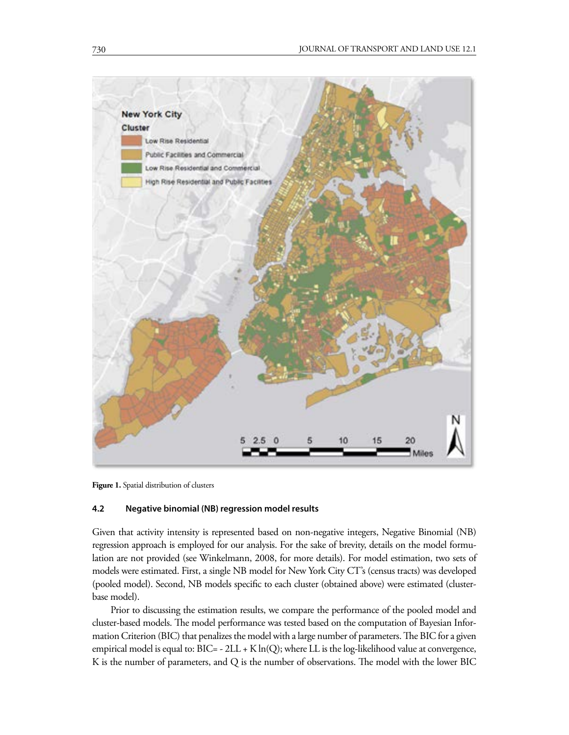Figure 1. Spatial distribution of clusters

### 4.2 Negative binomial (NB) regression model results

Given that activity intensity is represented based on non-negative integers, Negative Binomial (NB) regression approach is employed for our analysis. For the sake of brevity, details on the model formulation are not provided (see Winkelmann, 2008, for more details). For model estimation, two sets of models were estimated. First, a single NB model for New York City CT's (census tracts) was developed (pooled model). Second, NB models specific to each cluster (obtained above) were estimated (cluster-base model).

Prior to discussing the estimation results, we compare the performance of the pooled model and cluster-based models. The model performance was tested based on the computation of Bayesian Information Criterion (BIC) that penalizes the model with a large number of parameters. The BIC for a given empirical model is equal to: $BIC = -2LL + K\ln(Q)$; where LL is the log-likelihood value at convergence, K is the number of parameters, and Q is the number of observations. The model with the lower BIC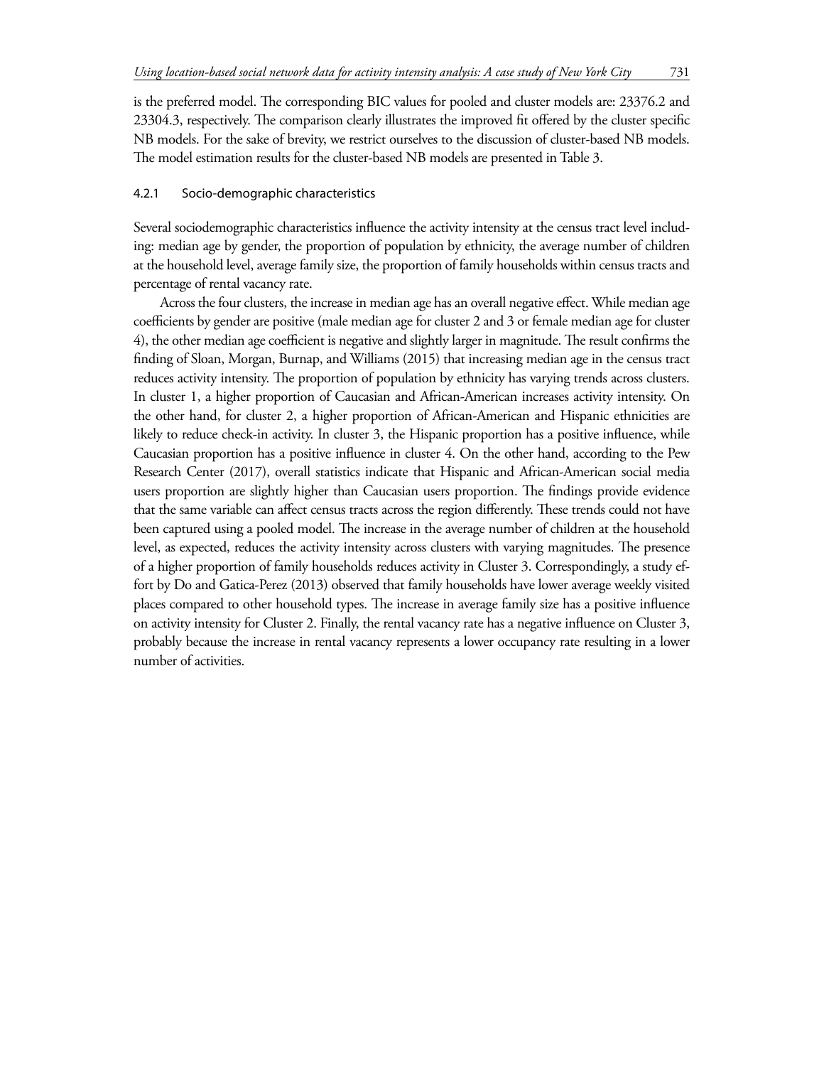is the preferred model. The corresponding BIC values for pooled and cluster models are: 23376.2 and 23304.3, respectively. The comparison clearly illustrates the improved fit offered by the cluster specific NB models. For the sake of brevity, we restrict ourselves to the discussion of cluster-based NB models. The model estimation results for the cluster-based NB models are presented in Table 3.

#### 4.2.1 Socio-demographic characteristics

Several sociodemographic characteristics influence the activity intensity at the census tract level including: median age by gender, the proportion of population by ethnicity, the average number of children at the household level, average family size, the proportion of family households within census tracts and percentage of rental vacancy rate.

Across the four clusters, the increase in median age has an overall negative effect. While median age coefficients by gender are positive (male median age for cluster 2 and 3 or female median age for cluster 4), the other median age coefficient is negative and slightly larger in magnitude. The result confirms the finding of Sloan, Morgan, Burnap, and Williams (2015) that increasing median age in the census tract reduces activity intensity. The proportion of population by ethnicity has varying trends across clusters. In cluster 1, a higher proportion of Caucasian and African-American increases activity intensity. On the other hand, for cluster 2, a higher proportion of African-American and Hispanic ethnicities are likely to reduce check-in activity. In cluster 3, the Hispanic proportion has a positive influence, while Caucasian proportion has a positive influence in cluster 4. On the other hand, according to the Pew Research Center (2017), overall statistics indicate that Hispanic and African-American social media users proportion are slightly higher than Caucasian users proportion. The findings provide evidence that the same variable can affect census tracts across the region differently. These trends could not have been captured using a pooled model. The increase in the average number of children at the household level, as expected, reduces the activity intensity across clusters with varying magnitudes. The presence of a higher proportion of family households reduces activity in Cluster 3. Correspondingly, a study effort by Do and Gatica-Perez (2013) observed that family households have lower average weekly visited places compared to other household types. The increase in average family size has a positive influence on activity intensity for Cluster 2. Finally, the rental vacancy rate has a negative influence on Cluster 3, probably because the increase in rental vacancy represents a lower occupancy rate resulting in a lower number of activities.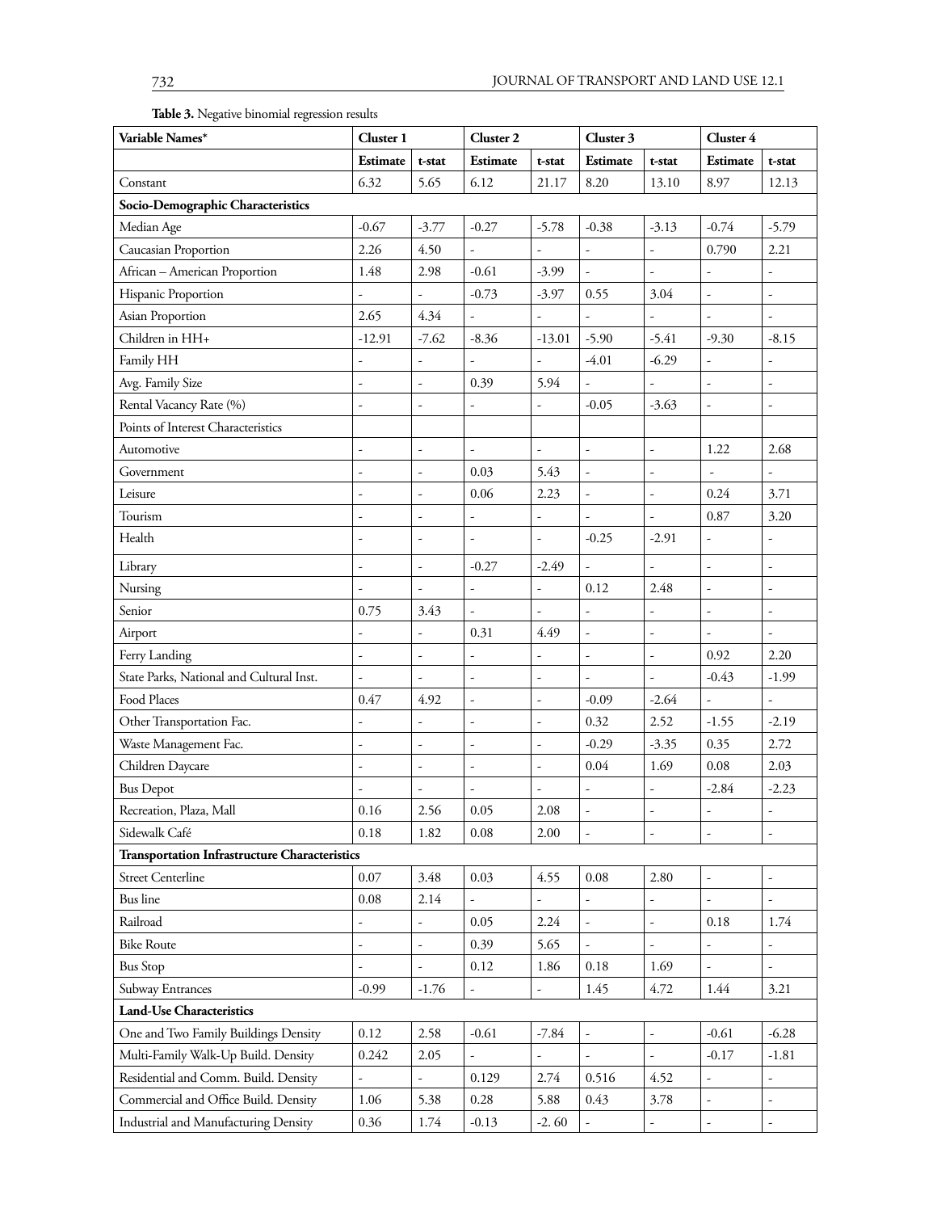**Table 3.** Negative binomial regression results

| Variable Names* | Cluster 1 | | Cluster 2 | | Cluster 3 | | Cluster 4 | |
|---|---|---|---|---|---|---|---|---|
| | Estimate | t-stat | Estimate | t-stat | Estimate | t-stat | Estimate | t-stat |
| Constant | 6.32 | 5.65 | 6.12 | 21.17 | 8.20 | 13.10 | 8.97 | 12.13 |
| **Socio-Demographic Characteristics** | | | | | | | | |
| Median Age | -0.67 | -3.77 | -0.27 | -5.78 | -0.38 | -3.13 | -0.74 | -5.79 |
| Caucasian Proportion | 2.26 | 4.50 | - | - | - | - | 0.790 | 2.21 |
| African – American Proportion | 1.48 | 2.98 | -0.61 | -3.99 | - | - | - | - |
| Hispanic Proportion | - | - | -0.73 | -3.97 | 0.55 | 3.04 | - | - |
| Asian Proportion | 2.65 | 4.34 | - | - | - | - | - | - |
| Children in HH+ | -12.91 | -7.62 | -8.36 | -13.01 | -5.90 | -5.41 | -9.30 | -8.15 |
| Family HH | - | - | - | - | -4.01 | -6.29 | - | - |
| Avg. Family Size | - | - | 0.39 | 5.94 | - | - | - | - |
| Rental Vacancy Rate (%) | - | - | - | - | -0.05 | -3.63 | - | - |
| Points of Interest Characteristics | | | | | | | | |
| Automotive | - | - | - | - | - | - | 1.22 | 2.68 |
| Government | - | - | 0.03 | 5.43 | - | - | - | - |
| Leisure | - | - | 0.06 | 2.23 | - | - | 0.24 | 3.71 |
| Tourism | - | - | - | - | - | - | 0.87 | 3.20 |
| Health | - | - | - | - | -0.25 | -2.91 | - | - |
| Library | - | - | -0.27 | -2.49 | - | - | - | - |
| Nursing | - | - | - | - | 0.12 | 2.48 | - | - |
| Senior | 0.75 | 3.43 | - | - | - | - | - | - |
| Airport | - | - | 0.31 | 4.49 | - | - | - | - |
| Ferry Landing | - | - | - | - | - | - | 0.92 | 2.20 |
| State Parks, National and Cultural Inst. | - | - | - | - | - | - | -0.43 | -1.99 |
| Food Places | 0.47 | 4.92 | - | - | -0.09 | -2.64 | - | - |
| Other Transportation Fac. | - | - | - | - | 0.32 | 2.52 | -1.55 | -2.19 |
| Waste Management Fac. | - | - | - | - | -0.29 | -3.35 | 0.35 | 2.72 |
| Children Daycare | - | - | - | - | 0.04 | 1.69 | 0.08 | 2.03 |
| Bus Depot | - | - | - | - | - | - | -2.84 | -2.23 |
| Recreation, Plaza, Mall | 0.16 | 2.56 | 0.05 | 2.08 | - | - | - | - |
| Sidewalk Café | 0.18 | 1.82 | 0.08 | 2.00 | - | - | - | - |
| **Transportation Infrastructure Characteristics** | | | | | | | | |
| Street Centerline | 0.07 | 3.48 | 0.03 | 4.55 | 0.08 | 2.80 | - | - |
| Bus line | 0.08 | 2.14 | - | - | - | - | - | - |
| Railroad | - | - | 0.05 | 2.24 | - | - | 0.18 | 1.74 |
| Bike Route | - | - | 0.39 | 5.65 | - | - | - | - |
| Bus Stop | - | - | 0.12 | 1.86 | 0.18 | 1.69 | - | - |
| Subway Entrances | -0.99 | -1.76 | - | - | 1.45 | 4.72 | 1.44 | 3.21 |
| **Land-Use Characteristics** | | | | | | | | |
| One and Two Family Buildings Density | 0.12 | 2.58 | -0.61 | -7.84 | - | - | -0.61 | -6.28 |
| Multi-Family Walk-Up Build. Density | 0.242 | 2.05 | - | - | - | - | -0.17 | -1.81 |
| Residential and Comm. Build. Density | - | - | 0.129 | 2.74 | 0.516 | 4.52 | - | - |
| Commercial and Office Build. Density | 1.06 | 5.38 | 0.28 | 5.88 | 0.43 | 3.78 | - | - |
| Industrial and Manufacturing Density | 0.36 | 1.74 | -0.13 | -2. 60 | - | - | - | - |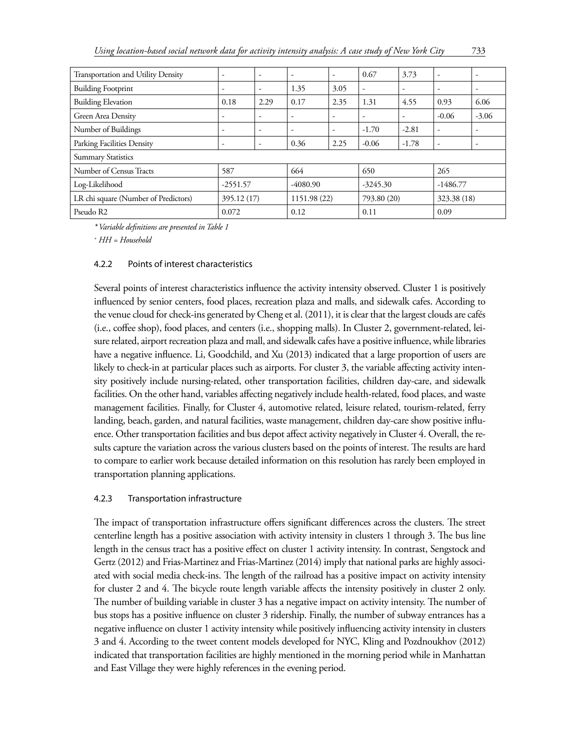| Transportation and Utility Density | - | - | - | - | 0.67 | 3.73 | - | - |
|---|---|---|---|---|---|---|---|---|
| Building Footprint | - | - | 1.35 | 3.05 | - | - | - | - |
| Building Elevation | 0.18 | 2.29 | 0.17 | 2.35 | 1.31 | 4.55 | 0.93 | 6.06 |
| Green Area Density | - | - | - | - | - | - | -0.06 | -3.06 |
| Number of Buildings | - | - | - | - | -1.70 | -2.81 | - | - |
| Parking Facilities Density | - | - | 0.36 | 2.25 | -0.06 | -1.78 | - | - |
| Summary Statistics | | | | | | | | |
| Number of Census Tracts | 587 | | 664 | | 650 | | 265 | |
| Log-Likelihood | -2551.57 | | -4080.90 | | -3245.30 | | -1486.77 | |
| LR chi square (Number of Predictors) | 395.12 (17) | | 1151.98 (22) | | 793.80 (20) | | 323.38 (18) | |
| Pseudo R2 | 0.072 | | 0.12 | | 0.11 | | 0.09 | |

*\* Variable definitions are presented in Table 1*

*+ HH = Household*

#### 4.2.2 Points of interest characteristics

Several points of interest characteristics influence the activity intensity observed. Cluster 1 is positively influenced by senior centers, food places, recreation plaza and malls, and sidewalk cafes. According to the venue cloud for check-ins generated by Cheng et al. (2011), it is clear that the largest clouds are cafés (i.e., coffee shop), food places, and centers (i.e., shopping malls). In Cluster 2, government-related, leisure related, airport recreation plaza and mall, and sidewalk cafes have a positive influence, while libraries have a negative influence. Li, Goodchild, and Xu (2013) indicated that a large proportion of users are likely to check-in at particular places such as airports. For cluster 3, the variable affecting activity intensity positively include nursing-related, other transportation facilities, children day-care, and sidewalk facilities. On the other hand, variables affecting negatively include health-related, food places, and waste management facilities. Finally, for Cluster 4, automotive related, leisure related, tourism-related, ferry landing, beach, garden, and natural facilities, waste management, children day-care show positive influence. Other transportation facilities and bus depot affect activity negatively in Cluster 4. Overall, the results capture the variation across the various clusters based on the points of interest. The results are hard to compare to earlier work because detailed information on this resolution has rarely been employed in transportation planning applications.

#### 4.2.3 Transportation infrastructure

The impact of transportation infrastructure offers significant differences across the clusters. The street centerline length has a positive association with activity intensity in clusters 1 through 3. The bus line length in the census tract has a positive effect on cluster 1 activity intensity. In contrast, Sengstock and Gertz (2012) and Frias-Martinez and Frias-Martinez (2014) imply that national parks are highly associated with social media check-ins. The length of the railroad has a positive impact on activity intensity for cluster 2 and 4. The bicycle route length variable affects the intensity positively in cluster 2 only. The number of building variable in cluster 3 has a negative impact on activity intensity. The number of bus stops has a positive influence on cluster 3 ridership. Finally, the number of subway entrances has a negative influence on cluster 1 activity intensity while positively influencing activity intensity in clusters 3 and 4. According to the tweet content models developed for NYC, Kling and Pozdnoukhov (2012) indicated that transportation facilities are highly mentioned in the morning period while in Manhattan and East Village they were highly references in the evening period.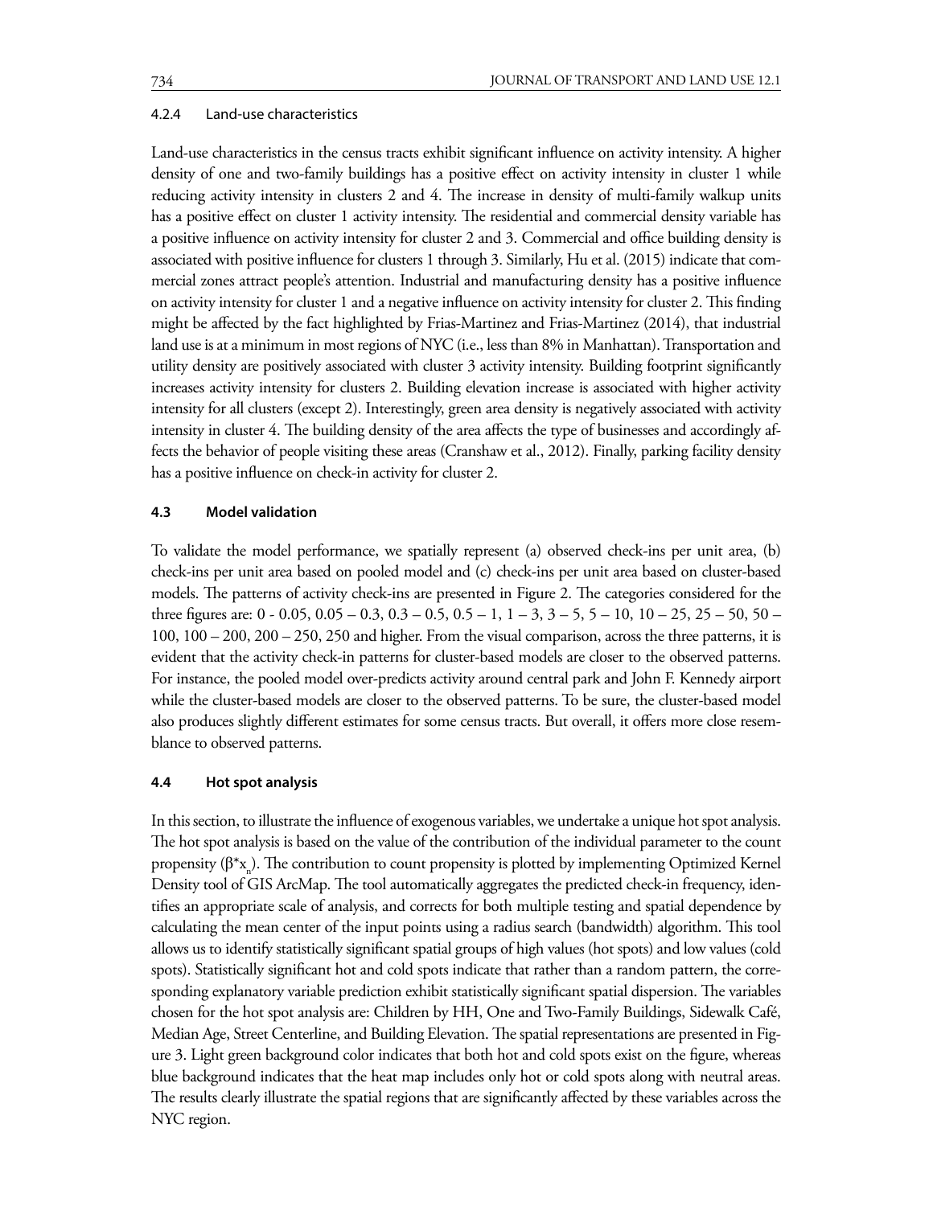#### 4.2.4 Land-use characteristics

Land-use characteristics in the census tracts exhibit significant influence on activity intensity. A higher density of one and two-family buildings has a positive effect on activity intensity in cluster 1 while reducing activity intensity in clusters 2 and 4. The increase in density of multi-family walkup units has a positive effect on cluster 1 activity intensity. The residential and commercial density variable has a positive influence on activity intensity for cluster 2 and 3. Commercial and office building density is associated with positive influence for clusters 1 through 3. Similarly, Hu et al. (2015) indicate that commercial zones attract people's attention. Industrial and manufacturing density has a positive influence on activity intensity for cluster 1 and a negative influence on activity intensity for cluster 2. This finding might be affected by the fact highlighted by Frias-Martinez and Frias-Martinez (2014), that industrial land use is at a minimum in most regions of NYC (i.e., less than 8% in Manhattan). Transportation and utility density are positively associated with cluster 3 activity intensity. Building footprint significantly increases activity intensity for clusters 2. Building elevation increase is associated with higher activity intensity for all clusters (except 2). Interestingly, green area density is negatively associated with activity intensity in cluster 4. The building density of the area affects the type of businesses and accordingly affects the behavior of people visiting these areas (Cranshaw et al., 2012). Finally, parking facility density has a positive influence on check-in activity for cluster 2.

### 4.3 Model validation

To validate the model performance, we spatially represent (a) observed check-ins per unit area, (b) check-ins per unit area based on pooled model and (c) check-ins per unit area based on cluster-based models. The patterns of activity check-ins are presented in Figure 2. The categories considered for the three figures are: 0 - 0.05, 0.05 – 0.3, 0.3 – 0.5, 0.5 – 1, 1 – 3, 3 – 5, 5 – 10, 10 – 25, 25 – 50, 50 – 100, 100 – 200, 200 – 250, 250 and higher. From the visual comparison, across the three patterns, it is evident that the activity check-in patterns for cluster-based models are closer to the observed patterns. For instance, the pooled model over-predicts activity around central park and John F. Kennedy airport while the cluster-based models are closer to the observed patterns. To be sure, the cluster-based model also produces slightly different estimates for some census tracts. But overall, it offers more close resemblance to observed patterns.

### 4.4 Hot spot analysis

In this section, to illustrate the influence of exogenous variables, we undertake a unique hot spot analysis. The hot spot analysis is based on the value of the contribution of the individual parameter to the count propensity ($\beta^{*}x_{n}$). The contribution to count propensity is plotted by implementing Optimized Kernel Density tool of GIS ArcMap. The tool automatically aggregates the predicted check-in frequency, identifies an appropriate scale of analysis, and corrects for both multiple testing and spatial dependence by calculating the mean center of the input points using a radius search (bandwidth) algorithm. This tool allows us to identify statistically significant spatial groups of high values (hot spots) and low values (cold spots). Statistically significant hot and cold spots indicate that rather than a random pattern, the corresponding explanatory variable prediction exhibit statistically significant spatial dispersion. The variables chosen for the hot spot analysis are: Children by HH, One and Two-Family Buildings, Sidewalk Café, Median Age, Street Centerline, and Building Elevation. The spatial representations are presented in Figure 3. Light green background color indicates that both hot and cold spots exist on the figure, whereas blue background indicates that the heat map includes only hot or cold spots along with neutral areas. The results clearly illustrate the spatial regions that are significantly affected by these variables across the NYC region.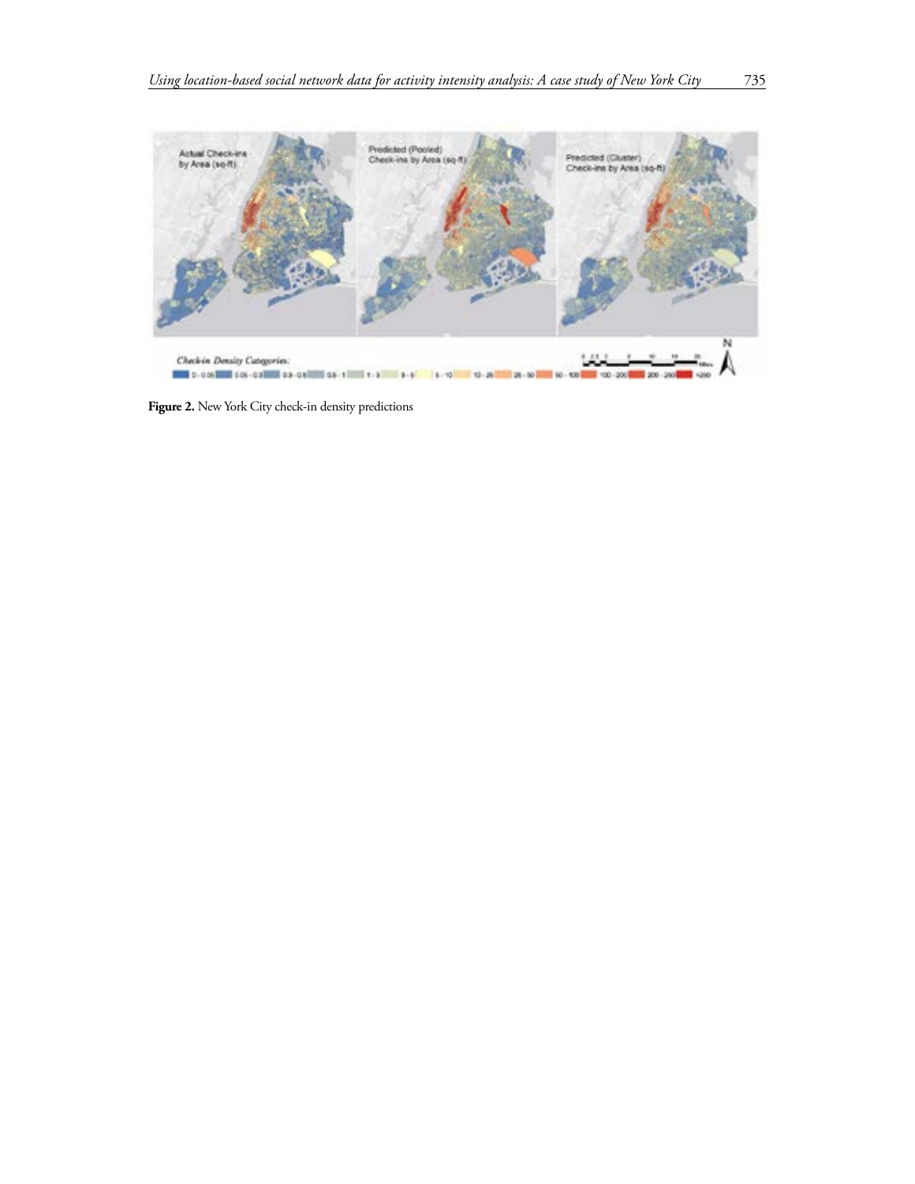**Figure 2.** New York City check-in density predictions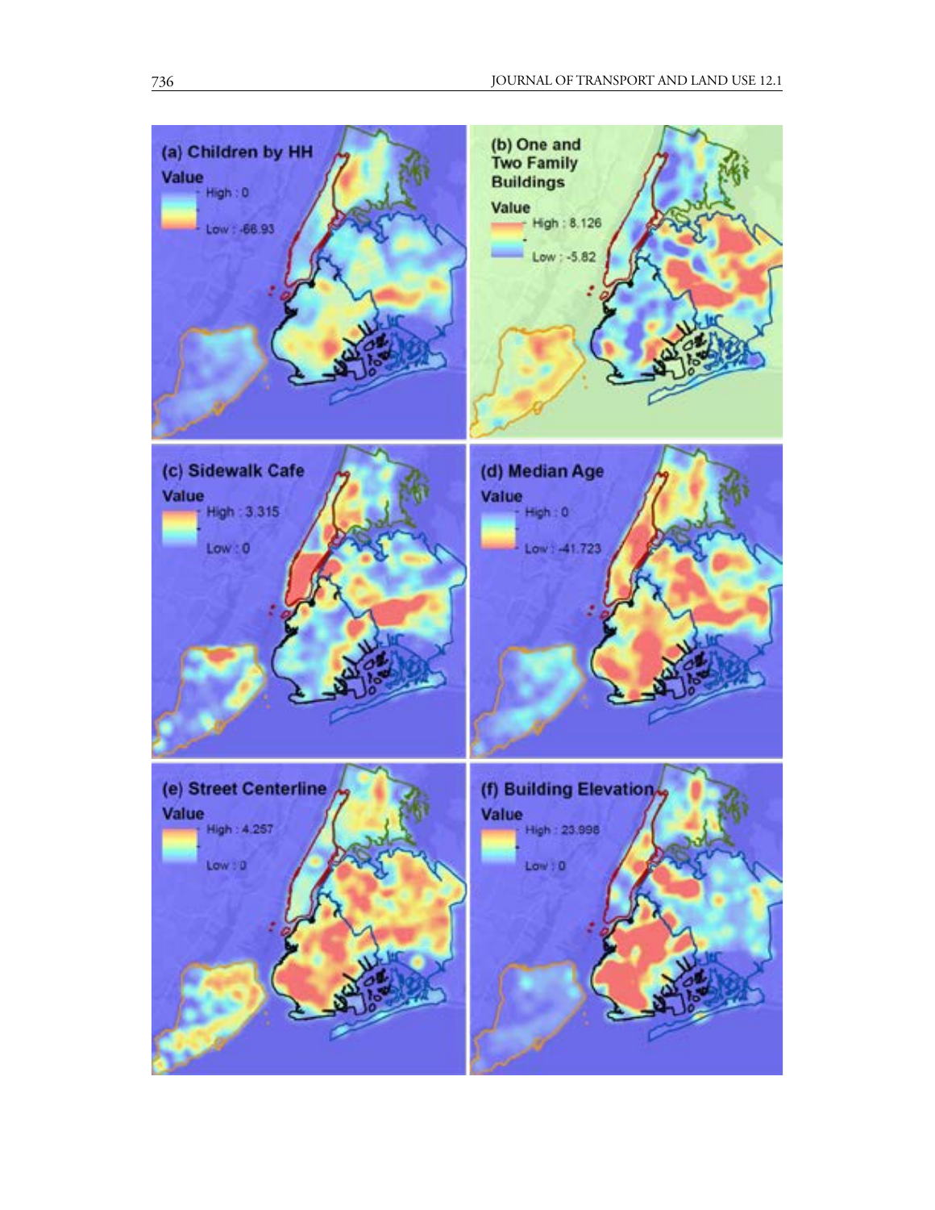(a) Children by HH

Value

High : 0

Low : -66.93

(b) One and Two Family Buildings

Value

High : 8.126

Low : -5.82

(c) Sidewalk Cafe

Value

High : 3.315

Low : 0

(d) Median Age

Value

High : 0

Low : -41.723

(e) Street Centerline

Value

High : 4.257

Low : 0

(f) Building Elevation

Value

High : 23.998

Low : 0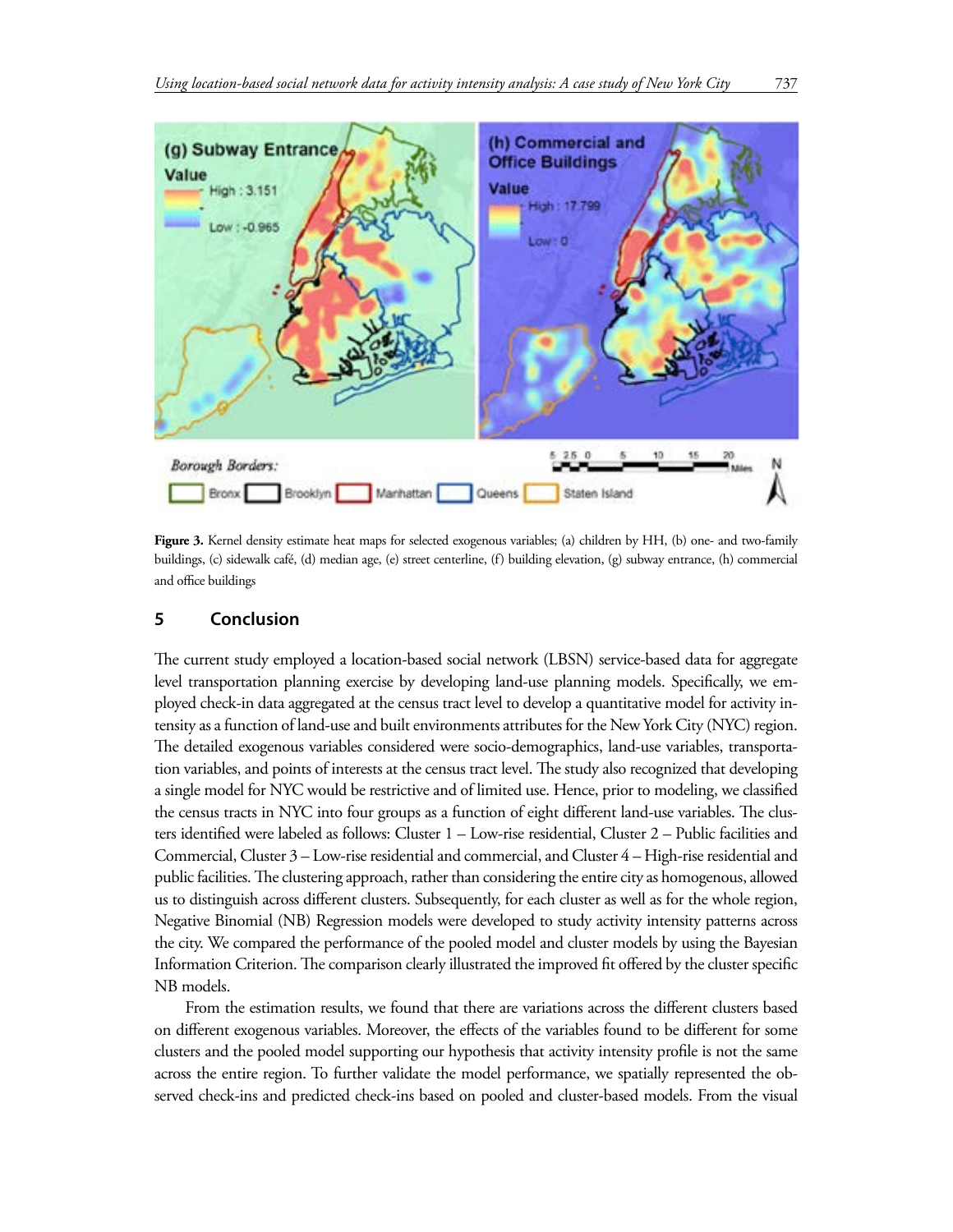**Figure 3.** Kernel density estimate heat maps for selected exogenous variables; (a) children by HH, (b) one- and two-family buildings, (c) sidewalk café, (d) median age, (e) street centerline, (f) building elevation, (g) subway entrance, (h) commercial and office buildings

## 5 Conclusion

The current study employed a location-based social network (LBSN) service-based data for aggregate level transportation planning exercise by developing land-use planning models. Specifically, we employed check-in data aggregated at the census tract level to develop a quantitative model for activity intensity as a function of land-use and built environments attributes for the New York City (NYC) region. The detailed exogenous variables considered were socio-demographics, land-use variables, transportation variables, and points of interests at the census tract level. The study also recognized that developing a single model for NYC would be restrictive and of limited use. Hence, prior to modeling, we classified the census tracts in NYC into four groups as a function of eight different land-use variables. The clusters identified were labeled as follows: Cluster 1 – Low-rise residential, Cluster 2 – Public facilities and Commercial, Cluster 3 – Low-rise residential and commercial, and Cluster 4 – High-rise residential and public facilities. The clustering approach, rather than considering the entire city as homogenous, allowed us to distinguish across different clusters. Subsequently, for each cluster as well as for the whole region, Negative Binomial (NB) Regression models were developed to study activity intensity patterns across the city. We compared the performance of the pooled model and cluster models by using the Bayesian Information Criterion. The comparison clearly illustrated the improved fit offered by the cluster specific NB models.

From the estimation results, we found that there are variations across the different clusters based on different exogenous variables. Moreover, the effects of the variables found to be different for some clusters and the pooled model supporting our hypothesis that activity intensity profile is not the same across the entire region. To further validate the model performance, we spatially represented the observed check-ins and predicted check-ins based on pooled and cluster-based models. From the visual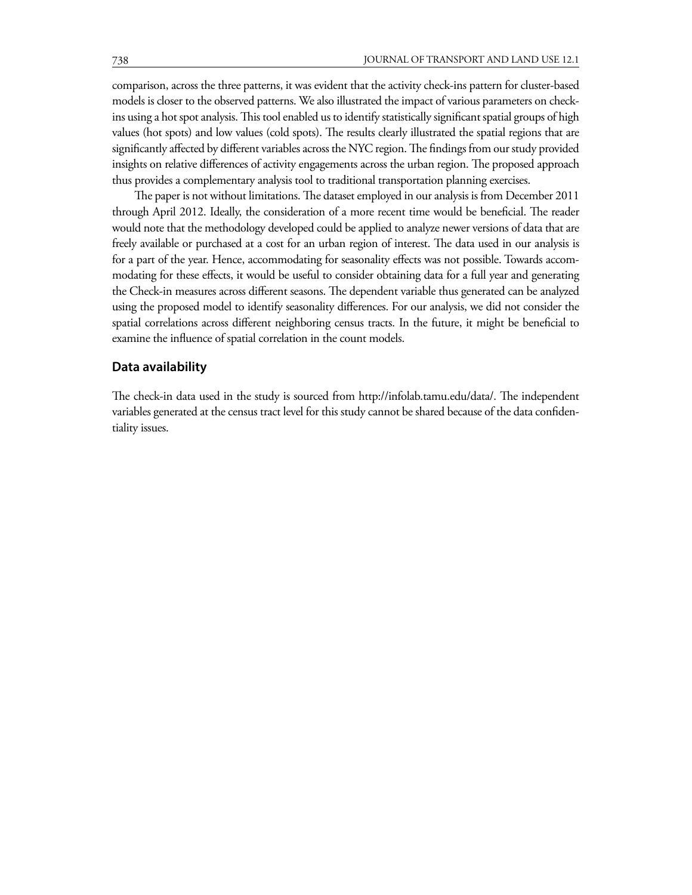comparison, across the three patterns, it was evident that the activity check-ins pattern for cluster-based models is closer to the observed patterns. We also illustrated the impact of various parameters on check-ins using a hot spot analysis. This tool enabled us to identify statistically significant spatial groups of high values (hot spots) and low values (cold spots). The results clearly illustrated the spatial regions that are significantly affected by different variables across the NYC region. The findings from our study provided insights on relative differences of activity engagements across the urban region. The proposed approach thus provides a complementary analysis tool to traditional transportation planning exercises.

The paper is not without limitations. The dataset employed in our analysis is from December 2011 through April 2012. Ideally, the consideration of a more recent time would be beneficial. The reader would note that the methodology developed could be applied to analyze newer versions of data that are freely available or purchased at a cost for an urban region of interest. The data used in our analysis is for a part of the year. Hence, accommodating for seasonality effects was not possible. Towards accommodating for these effects, it would be useful to consider obtaining data for a full year and generating the Check-in measures across different seasons. The dependent variable thus generated can be analyzed using the proposed model to identify seasonality differences. For our analysis, we did not consider the spatial correlations across different neighboring census tracts. In the future, it might be beneficial to examine the influence of spatial correlation in the count models.

## Data availability

The check-in data used in the study is sourced from http://infolab.tamu.edu/data/. The independent variables generated at the census tract level for this study cannot be shared because of the data confidentiality issues.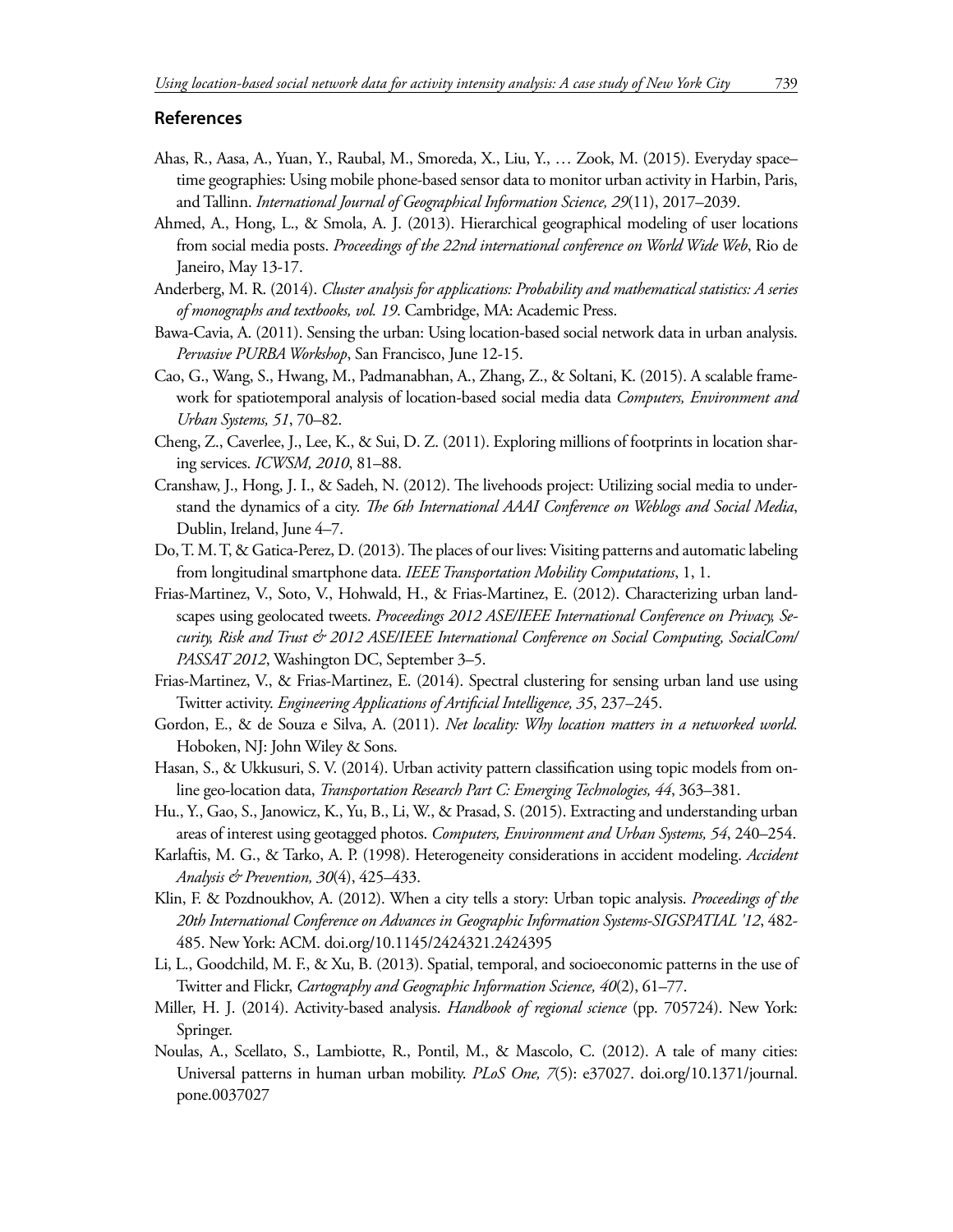## References

Ahas, R., Aasa, A., Yuan, Y., Raubal, M., Smoreda, X., Liu, Y., … Zook, M. (2015). Everyday space–time geographies: Using mobile phone-based sensor data to monitor urban activity in Harbin, Paris, and Tallinn. *International Journal of Geographical Information Science, 29*(11), 2017–2039.

Ahmed, A., Hong, L., & Smola, A. J. (2013). Hierarchical geographical modeling of user locations from social media posts. *Proceedings of the 22nd international conference on World Wide Web*, Rio de Janeiro, May 13-17.

Anderberg, M. R. (2014). *Cluster analysis for applications: Probability and mathematical statistics: A series of monographs and textbooks, vol. 19*. Cambridge, MA: Academic Press.

Bawa-Cavia, A. (2011). Sensing the urban: Using location-based social network data in urban analysis. *Pervasive PURBA Workshop*, San Francisco, June 12-15.

Cao, G., Wang, S., Hwang, M., Padmanabhan, A., Zhang, Z., & Soltani, K. (2015). A scalable framework for spatiotemporal analysis of location-based social media data *Computers, Environment and Urban Systems, 51*, 70–82.

Cheng, Z., Caverlee, J., Lee, K., & Sui, D. Z. (2011). Exploring millions of footprints in location sharing services. *ICWSM, 2010*, 81–88.

Cranshaw, J., Hong, J. I., & Sadeh, N. (2012). The livehoods project: Utilizing social media to understand the dynamics of a city. *The 6th International AAAI Conference on Weblogs and Social Media*, Dublin, Ireland, June 4–7.

Do, T. M. T, & Gatica-Perez, D. (2013). The places of our lives: Visiting patterns and automatic labeling from longitudinal smartphone data. *IEEE Transportation Mobility Computations*, 1, 1.

Frias-Martinez, V., Soto, V., Hohwald, H., & Frias-Martinez, E. (2012). Characterizing urban landscapes using geolocated tweets. *Proceedings 2012 ASE/IEEE International Conference on Privacy, Security, Risk and Trust & 2012 ASE/IEEE International Conference on Social Computing, SocialCom/PASSAT 2012*, Washington DC, September 3–5.

Frias-Martinez, V., & Frias-Martinez, E. (2014). Spectral clustering for sensing urban land use using Twitter activity. *Engineering Applications of Artificial Intelligence, 35*, 237–245.

Gordon, E., & de Souza e Silva, A. (2011). *Net locality: Why location matters in a networked world.* Hoboken, NJ: John Wiley & Sons.

Hasan, S., & Ukkusuri, S. V. (2014). Urban activity pattern classification using topic models from online geo-location data, *Transportation Research Part C: Emerging Technologies, 44*, 363–381.

Hu., Y., Gao, S., Janowicz, K., Yu, B., Li, W., & Prasad, S. (2015). Extracting and understanding urban areas of interest using geotagged photos. *Computers, Environment and Urban Systems, 54*, 240–254.

Karlaftis, M. G., & Tarko, A. P. (1998). Heterogeneity considerations in accident modeling. *Accident Analysis & Prevention, 30*(4), 425–433.

Klin, F. & Pozdnoukhov, A. (2012). When a city tells a story: Urban topic analysis. *Proceedings of the 20th International Conference on Advances in Geographic Information Systems-SIGSPATIAL '12*, 482-485. New York: ACM. doi.org/10.1145/2424321.2424395

Li, L., Goodchild, M. F., & Xu, B. (2013). Spatial, temporal, and socioeconomic patterns in the use of Twitter and Flickr, *Cartography and Geographic Information Science, 40*(2), 61–77.

Miller, H. J. (2014). Activity-based analysis. *Handbook of regional science* (pp. 705724). New York: Springer.

Noulas, A., Scellato, S., Lambiotte, R., Pontil, M., & Mascolo, C. (2012). A tale of many cities: Universal patterns in human urban mobility. *PLoS One, 7*(5): e37027. doi.org/10.1371/journal.pone.0037027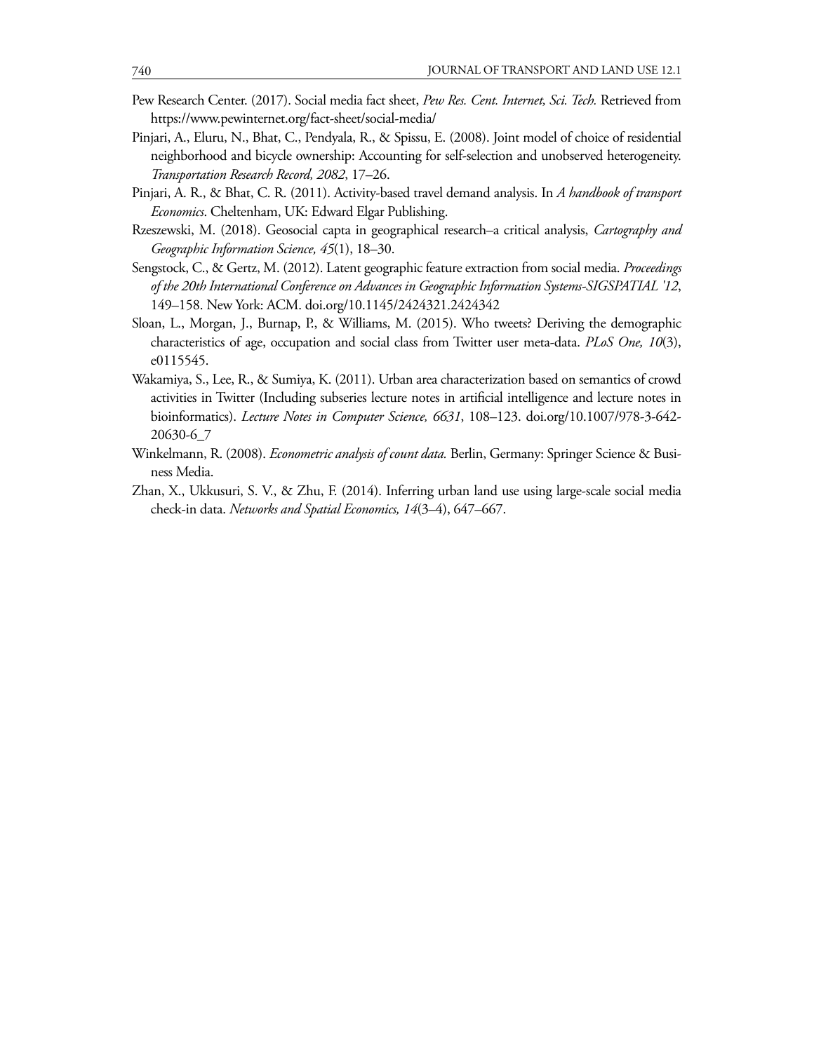Pew Research Center. (2017). Social media fact sheet, *Pew Res. Cent. Internet, Sci. Tech.* Retrieved from https://www.pewinternet.org/fact-sheet/social-media/

Pinjari, A., Eluru, N., Bhat, C., Pendyala, R., & Spissu, E. (2008). Joint model of choice of residential neighborhood and bicycle ownership: Accounting for self-selection and unobserved heterogeneity. *Transportation Research Record, 2082*, 17–26.

Pinjari, A. R., & Bhat, C. R. (2011). Activity-based travel demand analysis. In *A handbook of transport Economics*. Cheltenham, UK: Edward Elgar Publishing.

Rzeszewski, M. (2018). Geosocial capta in geographical research–a critical analysis, *Cartography and Geographic Information Science, 45*(1), 18–30.

Sengstock, C., & Gertz, M. (2012). Latent geographic feature extraction from social media. *Proceedings of the 20th International Conference on Advances in Geographic Information Systems-SIGSPATIAL '12*, 149–158. New York: ACM. doi.org/10.1145/2424321.2424342

Sloan, L., Morgan, J., Burnap, P., & Williams, M. (2015). Who tweets? Deriving the demographic characteristics of age, occupation and social class from Twitter user meta-data. *PLoS One, 10*(3), e0115545.

Wakamiya, S., Lee, R., & Sumiya, K. (2011). Urban area characterization based on semantics of crowd activities in Twitter (Including subseries lecture notes in artificial intelligence and lecture notes in bioinformatics). *Lecture Notes in Computer Science, 6631*, 108–123. doi.org/10.1007/978-3-642-20630-6_7

Winkelmann, R. (2008). *Econometric analysis of count data.* Berlin, Germany: Springer Science & Business Media.

Zhan, X., Ukkusuri, S. V., & Zhu, F. (2014). Inferring urban land use using large-scale social media check-in data. *Networks and Spatial Economics, 14*(3–4), 647–667.